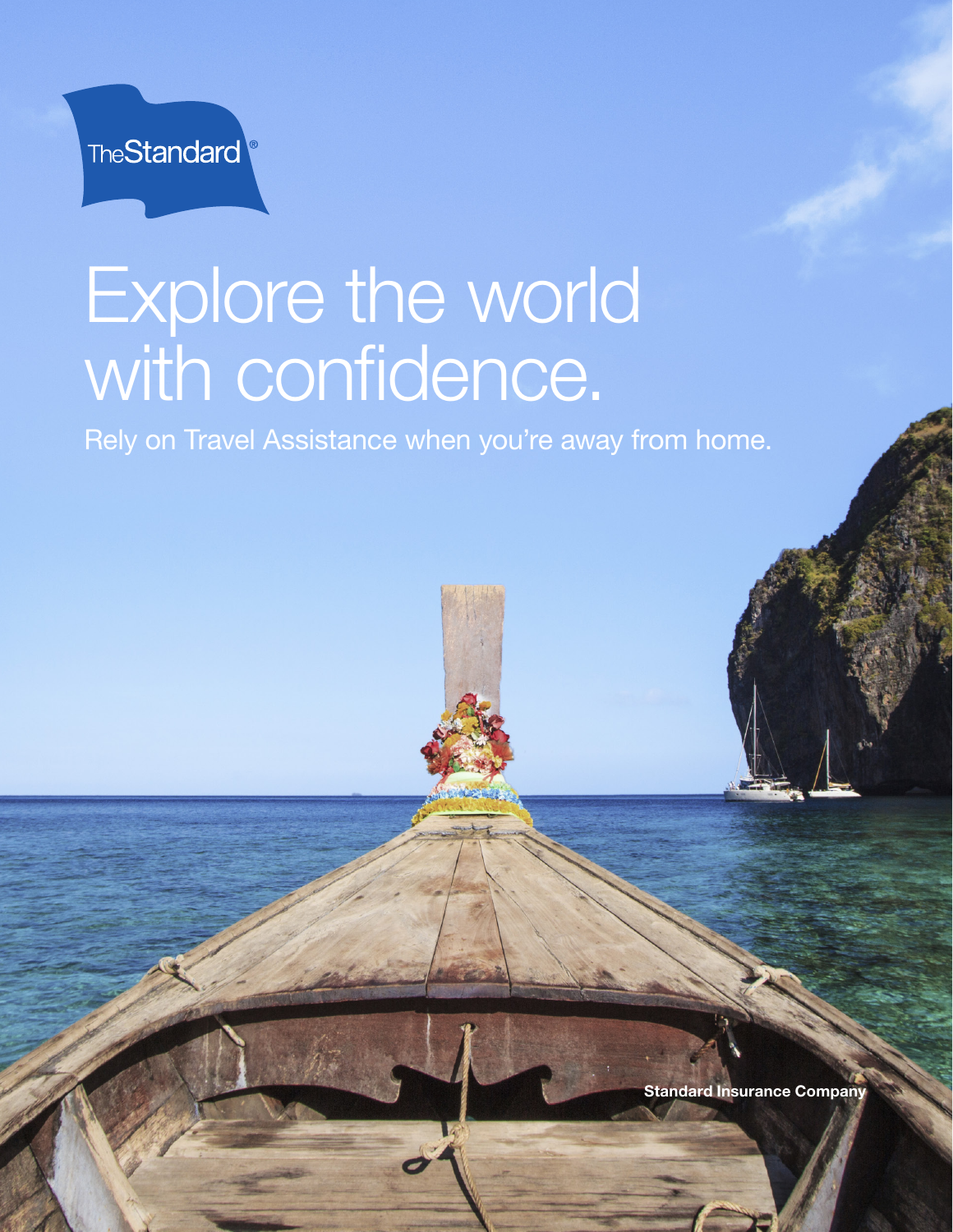TheStandard®

# Explore the world with confidence.

Rely on Travel Assistance when you're away from home.

Standard Insurance Company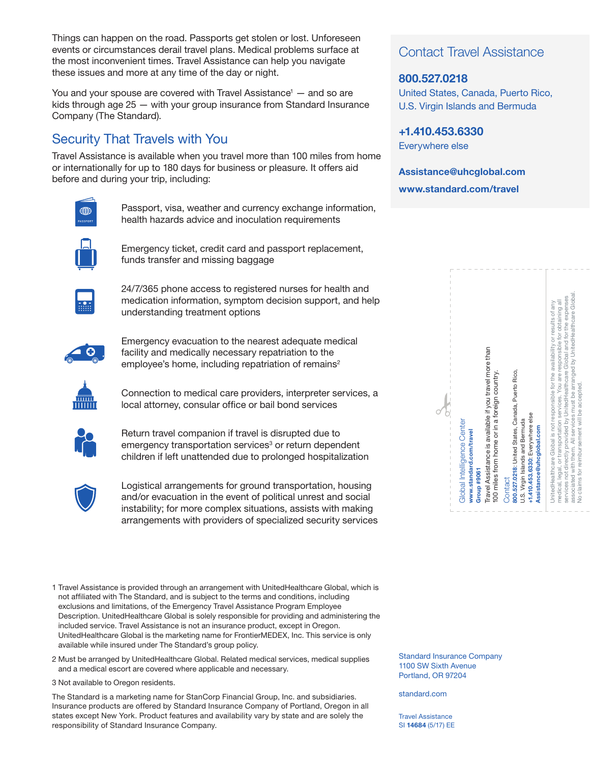Things can happen on the road. Passports get stolen or lost. Unforeseen events or circumstances derail travel plans. Medical problems surface at the most inconvenient times. Travel Assistance can help you navigate these issues and more at any time of the day or night.

You and your spouse are covered with Travel Assistance[1] — and so are kids through age 25 — with your group insurance from Standard Insurance Company (The Standard).

## Security That Travels with You

Travel Assistance is available when you travel more than 100 miles from home or internationally for up to 180 days for business or pleasure. It offers aid before and during your trip, including:

- Passport, visa, weather and currency exchange information, health hazards advice and inoculation requirements
- Emergency ticket, credit card and passport replacement, funds transfer and missing baggage
- 24/7/365 phone access to registered nurses for health and medication information, symptom decision support, and help understanding treatment options
- Emergency evacuation to the nearest adequate medical facility and medically necessary repatriation to the employee's home, including repatriation of remains[2]
- Connection to medical care providers, interpreter services, a local attorney, consular office or bail bond services
- Return travel companion if travel is disrupted due to emergency transportation services[3] or return dependent children if left unattended due to prolonged hospitalization
- Logistical arrangements for ground transportation, housing and/or evacuation in the event of political unrest and social instability; for more complex situations, assists with making arrangements with providers of specialized security services

## Contact Travel Assistance

**800.527.0218**
United States, Canada, Puerto Rico, U.S. Virgin Islands and Bermuda

**+1.410.453.6330**
Everywhere else

**Assistance@uhcglobal.com**

**www.standard.com/travel**

---

Global Intelligence Center
**www.standard.com/travel**
**Group #9061**
Travel Assistance is available if you travel more than 100 miles from home or in a foreign country.

Contact
**800.527.0218**: United States, Canada, Puerto Rico, U.S. Virgin Islands and Bermuda
**+1.410.453.6330**: Everywhere else
**Assistance@uhcglobal.com**

UnitedHealthcare Global is not responsible for the availability or results of any medical, legal, or transportation services. You are responsible for obtaining all services not directly provided by UnitedHealthcare Global and for the expenses associated with them. All services must be arranged by UnitedHealthcare Global. No claims for reimbursement will be accepted.

---

1 Travel Assistance is provided through an arrangement with UnitedHealthcare Global, which is not affiliated with The Standard, and is subject to the terms and conditions, including exclusions and limitations, of the Emergency Travel Assistance Program Employee Description. UnitedHealthcare Global is solely responsible for providing and administering the included service. Travel Assistance is not an insurance product, except in Oregon. UnitedHealthcare Global is the marketing name for FrontierMEDEX, Inc. This service is only available while insured under The Standard's group policy.

2 Must be arranged by UnitedHealthcare Global. Related medical services, medical supplies and a medical escort are covered where applicable and necessary.

3 Not available to Oregon residents.

The Standard is a marketing name for StanCorp Financial Group, Inc. and subsidiaries. Insurance products are offered by Standard Insurance Company of Portland, Oregon in all states except New York. Product features and availability vary by state and are solely the responsibility of Standard Insurance Company.

Standard Insurance Company
1100 SW Sixth Avenue
Portland, OR 97204

standard.com

Travel Assistance
SI **14684** (5/17) EE